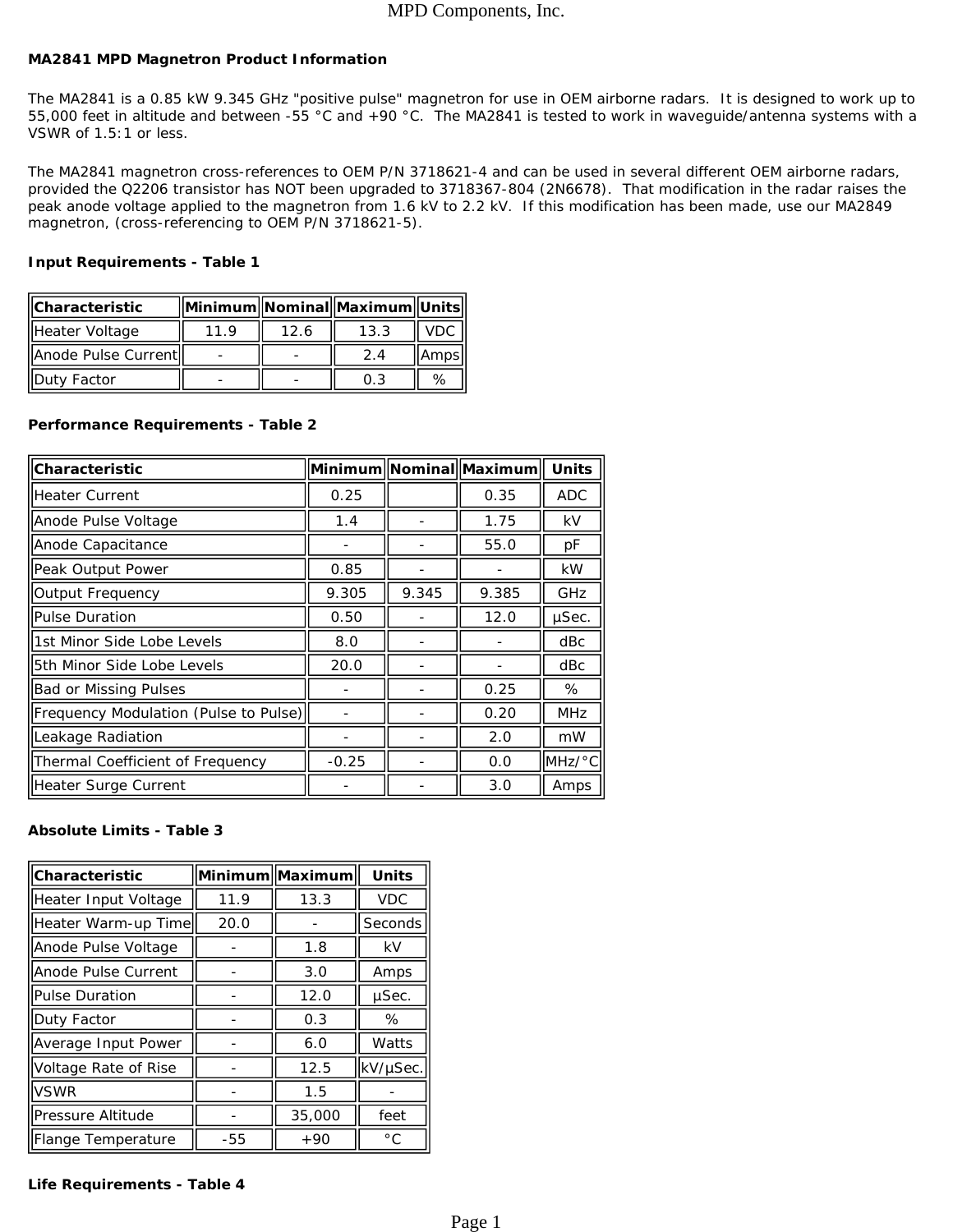**MA2841 MPD Magnetron Product Information**

The MA2841 is a 0.85 kW 9.345 GHz "positive pulse" magnetron for use in OEM airborne radars. It is designed to work up to 55,000 feet in altitude and between -55 °C and +90 °C. The MA2841 is tested to work in waveguide/antenna systems with a VSWR of 1.5:1 or less.

The MA2841 magnetron cross-references to OEM P/N 3718621-4 and can be used in several different OEM airborne radars, provided the Q2206 transistor has NOT been upgraded to 3718367-804 (2N6678). That modification in the radar raises the peak anode voltage applied to the magnetron from 1.6 kV to 2.2 kV. If this modification has been made, use our MA2849 magnetron, (cross-referencing to OEM P/N 3718621-5).

**Input Requirements - Table 1**

| Characteristic | Minimum | Nominal | Maximum | Units |
|---|---|---|---|---|
| Heater Voltage | 11.9 | 12.6 | 13.3 | VDC |
| Anode Pulse Current | - | - | 2.4 | Amps |
| Duty Factor | - | - | 0.3 | % |

**Performance Requirements - Table 2**

| Characteristic | Minimum | Nominal | Maximum | Units |
|---|---|---|---|---|
| Heater Current | 0.25 | | 0.35 | ADC |
| Anode Pulse Voltage | 1.4 | - | 1.75 | kV |
| Anode Capacitance | - | - | 55.0 | pF |
| Peak Output Power | 0.85 | - | - | kW |
| Output Frequency | 9.305 | 9.345 | 9.385 | GHz |
| Pulse Duration | 0.50 | - | 12.0 | µSec. |
| 1st Minor Side Lobe Levels | 8.0 | - | - | dBc |
| 5th Minor Side Lobe Levels | 20.0 | - | - | dBc |
| Bad or Missing Pulses | - | - | 0.25 | % |
| Frequency Modulation (Pulse to Pulse) | - | - | 0.20 | MHz |
| Leakage Radiation | - | - | 2.0 | mW |
| Thermal Coefficient of Frequency | -0.25 | - | 0.0 | MHz/°C |
| Heater Surge Current | - | - | 3.0 | Amps |

**Absolute Limits - Table 3**

| Characteristic | Minimum | Maximum | Units |
|---|---|---|---|
| Heater Input Voltage | 11.9 | 13.3 | VDC |
| Heater Warm-up Time | 20.0 | - | Seconds |
| Anode Pulse Voltage | - | 1.8 | kV |
| Anode Pulse Current | - | 3.0 | Amps |
| Pulse Duration | - | 12.0 | µSec. |
| Duty Factor | - | 0.3 | % |
| Average Input Power | - | 6.0 | Watts |
| Voltage Rate of Rise | - | 12.5 | kV/µSec. |
| VSWR | - | 1.5 | - |
| Pressure Altitude | - | 35,000 | feet |
| Flange Temperature | -55 | +90 | °C |

**Life Requirements - Table 4**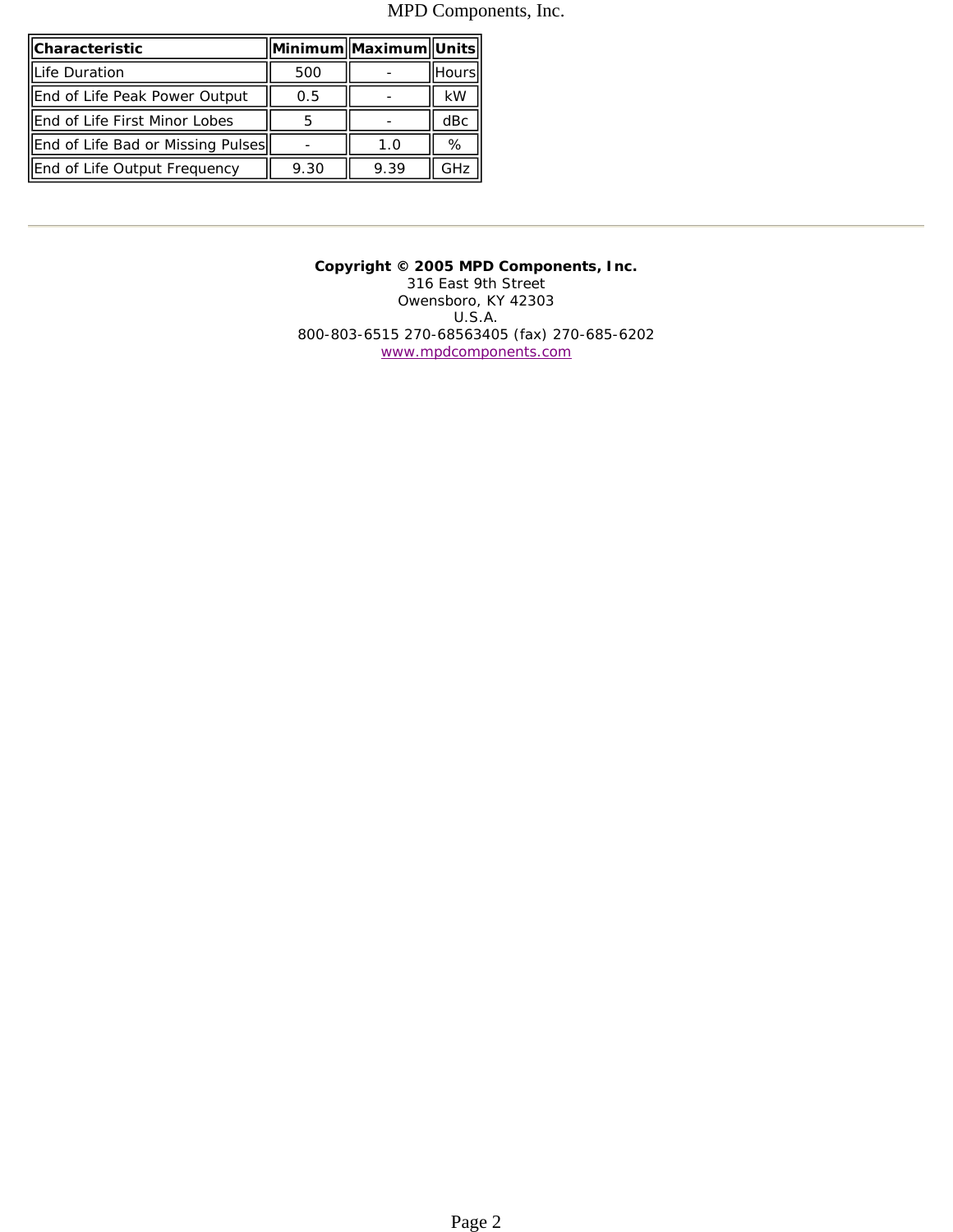| Characteristic | Minimum | Maximum | Units |
|---|---|---|---|
| Life Duration | 500 | - | Hours |
| End of Life Peak Power Output | 0.5 | - | kW |
| End of Life First Minor Lobes | 5 | - | dBc |
| End of Life Bad or Missing Pulses | - | 1.0 | % |
| End of Life Output Frequency | 9.30 | 9.39 | GHz |

---

**Copyright © 2005 MPD Components, Inc.**
316 East 9th Street
Owensboro, KY 42303
U.S.A.
800-803-6515 270-68563405 (fax) 270-685-6202
www.mpdcomponents.com